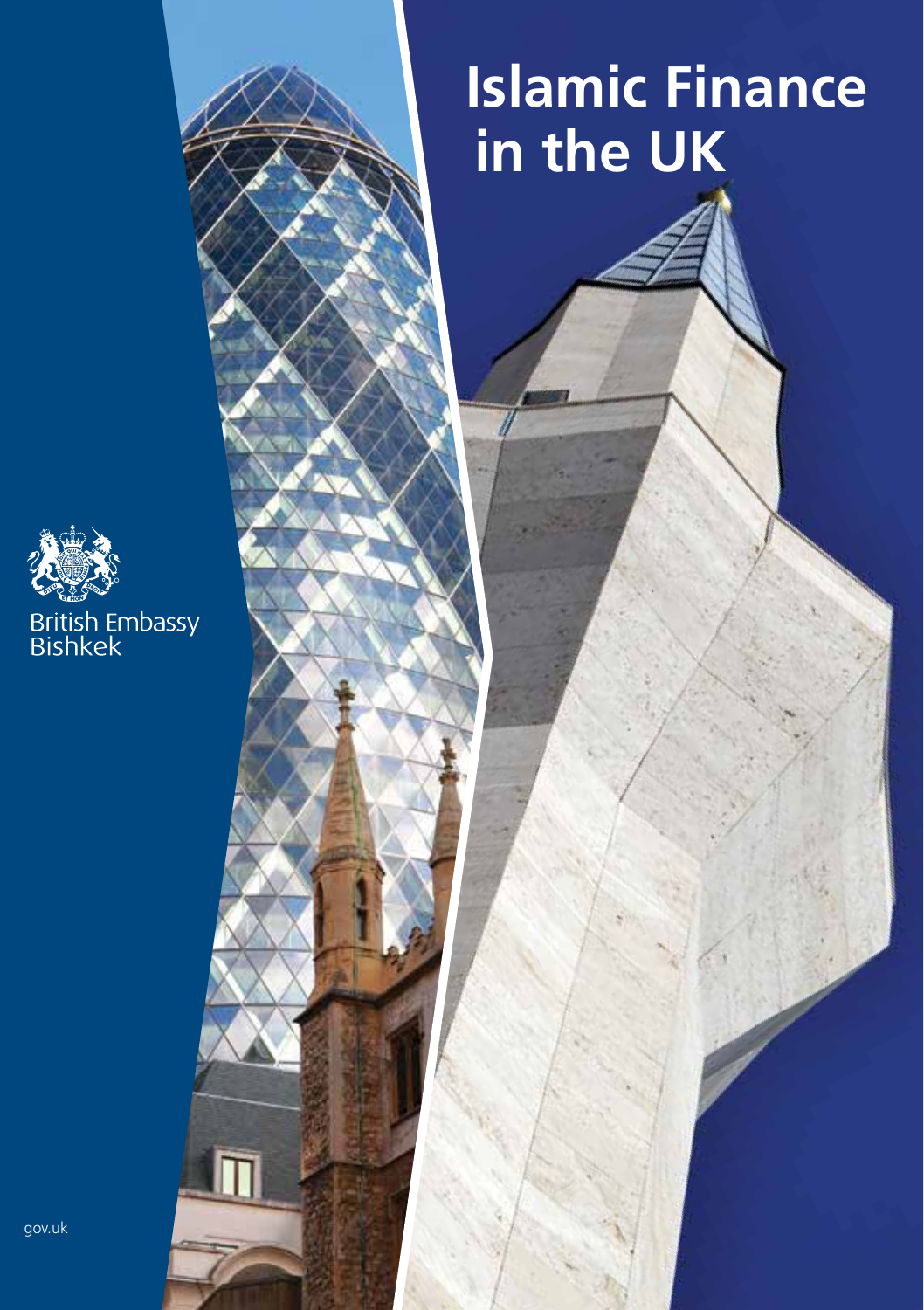# Islamic Finance in the UK

British Embassy
Bishkek

gov.uk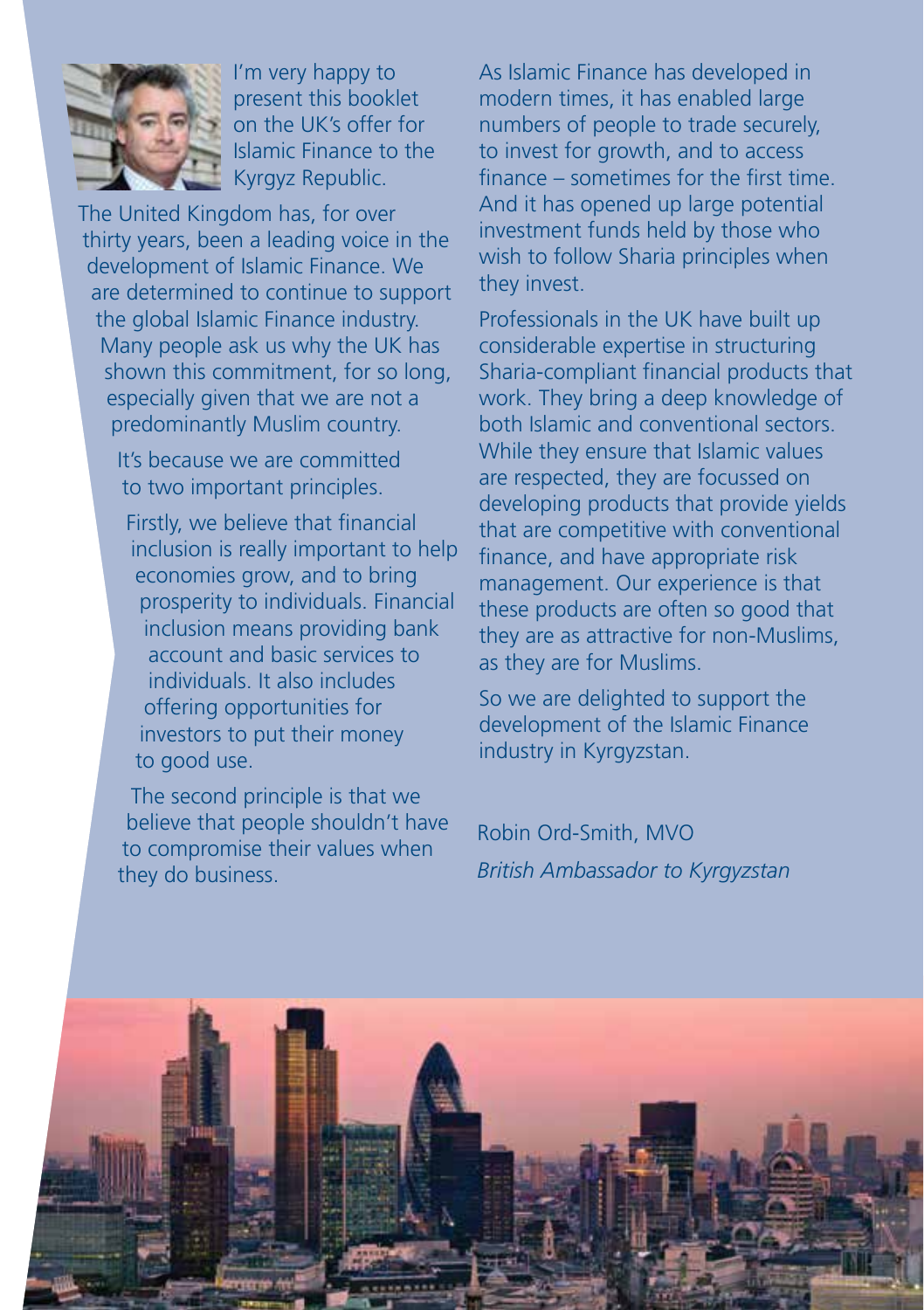I'm very happy to present this booklet on the UK's offer for Islamic Finance to the Kyrgyz Republic.

The United Kingdom has, for over thirty years, been a leading voice in the development of Islamic Finance. We are determined to continue to support the global Islamic Finance industry. Many people ask us why the UK has shown this commitment, for so long, especially given that we are not a predominantly Muslim country.

It's because we are committed to two important principles.

Firstly, we believe that financial inclusion is really important to help economies grow, and to bring prosperity to individuals. Financial inclusion means providing bank account and basic services to individuals. It also includes offering opportunities for investors to put their money to good use.

The second principle is that we believe that people shouldn't have to compromise their values when they do business.

As Islamic Finance has developed in modern times, it has enabled large numbers of people to trade securely, to invest for growth, and to access finance – sometimes for the first time. And it has opened up large potential investment funds held by those who wish to follow Sharia principles when they invest.

Professionals in the UK have built up considerable expertise in structuring Sharia-compliant financial products that work. They bring a deep knowledge of both Islamic and conventional sectors. While they ensure that Islamic values are respected, they are focussed on developing products that provide yields that are competitive with conventional finance, and have appropriate risk management. Our experience is that these products are often so good that they are as attractive for non-Muslims, as they are for Muslims.

So we are delighted to support the development of the Islamic Finance industry in Kyrgyzstan.

Robin Ord-Smith, MVO
*British Ambassador to Kyrgyzstan*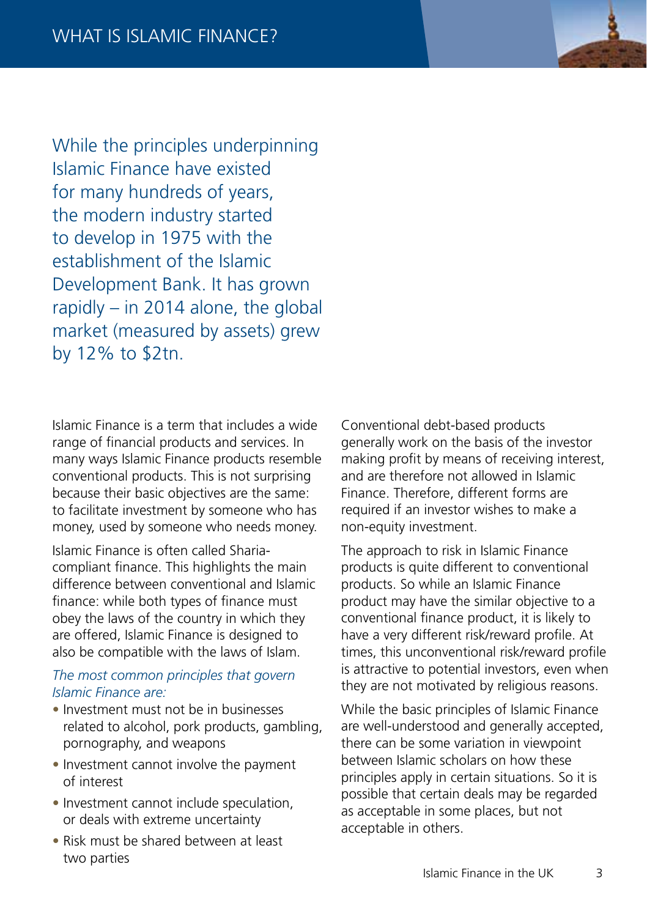# WHAT IS ISLAMIC FINANCE?

While the principles underpinning Islamic Finance have existed for many hundreds of years, the modern industry started to develop in 1975 with the establishment of the Islamic Development Bank. It has grown rapidly – in 2014 alone, the global market (measured by assets) grew by 12% to $2tn.

Islamic Finance is a term that includes a wide range of financial products and services. In many ways Islamic Finance products resemble conventional products. This is not surprising because their basic objectives are the same: to facilitate investment by someone who has money, used by someone who needs money.

Islamic Finance is often called Sharia-compliant finance. This highlights the main difference between conventional and Islamic finance: while both types of finance must obey the laws of the country in which they are offered, Islamic Finance is designed to also be compatible with the laws of Islam.

*The most common principles that govern Islamic Finance are:*

- Investment must not be in businesses related to alcohol, pork products, gambling, pornography, and weapons
- Investment cannot involve the payment of interest
- Investment cannot include speculation, or deals with extreme uncertainty
- Risk must be shared between at least two parties

Conventional debt-based products generally work on the basis of the investor making profit by means of receiving interest, and are therefore not allowed in Islamic Finance. Therefore, different forms are required if an investor wishes to make a non-equity investment.

The approach to risk in Islamic Finance products is quite different to conventional products. So while an Islamic Finance product may have the similar objective to a conventional finance product, it is likely to have a very different risk/reward profile. At times, this unconventional risk/reward profile is attractive to potential investors, even when they are not motivated by religious reasons.

While the basic principles of Islamic Finance are well-understood and generally accepted, there can be some variation in viewpoint between Islamic scholars on how these principles apply in certain situations. So it is possible that certain deals may be regarded as acceptable in some places, but not acceptable in others.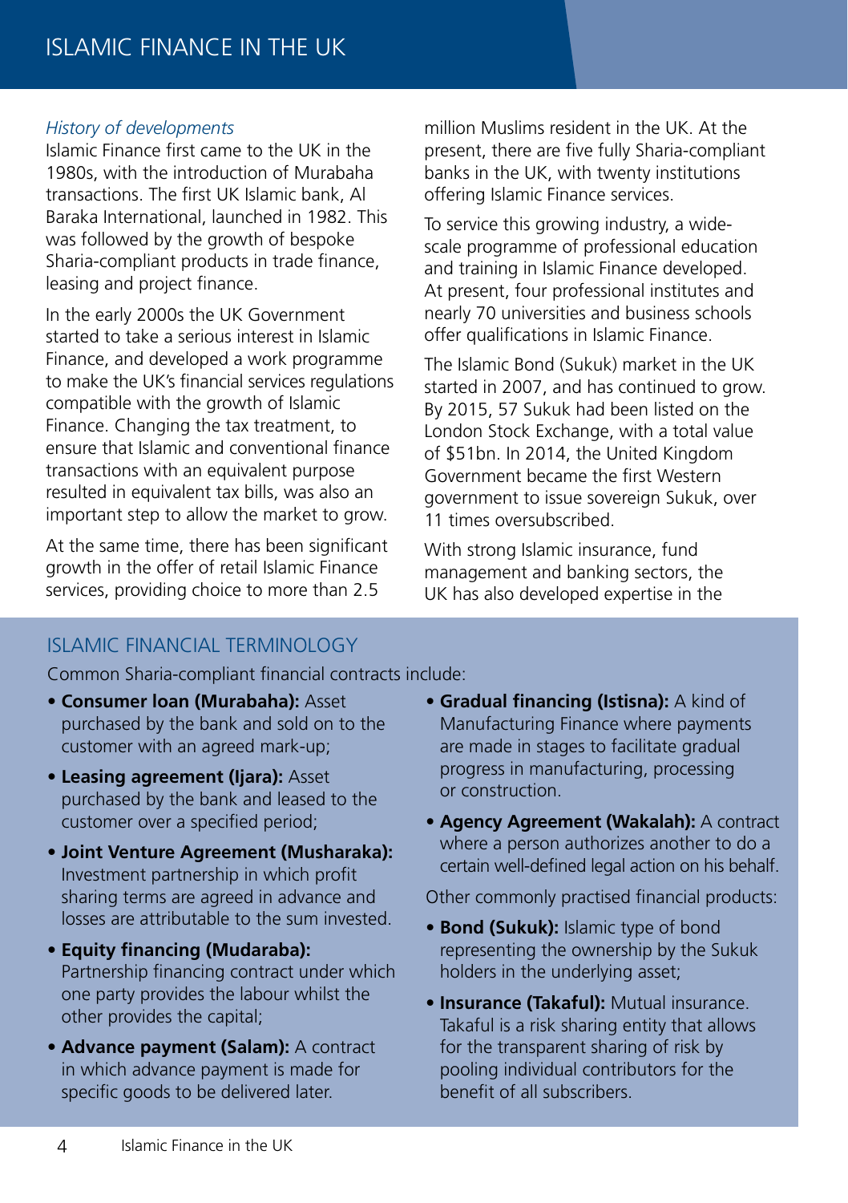*History of developments*

Islamic Finance first came to the UK in the 1980s, with the introduction of Murabaha transactions. The first UK Islamic bank, Al Baraka International, launched in 1982. This was followed by the growth of bespoke Sharia-compliant products in trade finance, leasing and project finance.

In the early 2000s the UK Government started to take a serious interest in Islamic Finance, and developed a work programme to make the UK's financial services regulations compatible with the growth of Islamic Finance. Changing the tax treatment, to ensure that Islamic and conventional finance transactions with an equivalent purpose resulted in equivalent tax bills, was also an important step to allow the market to grow.

At the same time, there has been significant growth in the offer of retail Islamic Finance services, providing choice to more than 2.5 million Muslims resident in the UK. At the present, there are five fully Sharia-compliant banks in the UK, with twenty institutions offering Islamic Finance services.

To service this growing industry, a wide-scale programme of professional education and training in Islamic Finance developed. At present, four professional institutes and nearly 70 universities and business schools offer qualifications in Islamic Finance.

The Islamic Bond (Sukuk) market in the UK started in 2007, and has continued to grow. By 2015, 57 Sukuk had been listed on the London Stock Exchange, with a total value of $51bn. In 2014, the United Kingdom Government became the first Western government to issue sovereign Sukuk, over 11 times oversubscribed.

With strong Islamic insurance, fund management and banking sectors, the UK has also developed expertise in the

## ISLAMIC FINANCIAL TERMINOLOGY

Common Sharia-compliant financial contracts include:

- **Consumer loan (Murabaha):** Asset purchased by the bank and sold on to the customer with an agreed mark-up;
- **Leasing agreement (Ijara):** Asset purchased by the bank and leased to the customer over a specified period;
- **Joint Venture Agreement (Musharaka):** Investment partnership in which profit sharing terms are agreed in advance and losses are attributable to the sum invested.
- **Equity financing (Mudaraba):** Partnership financing contract under which one party provides the labour whilst the other provides the capital;
- **Advance payment (Salam):** A contract in which advance payment is made for specific goods to be delivered later.
- **Gradual financing (Istisna):** A kind of Manufacturing Finance where payments are made in stages to facilitate gradual progress in manufacturing, processing or construction.
- **Agency Agreement (Wakalah):** A contract where a person authorizes another to do a certain well-defined legal action on his behalf.

Other commonly practised financial products:

- **Bond (Sukuk):** Islamic type of bond representing the ownership by the Sukuk holders in the underlying asset;
- **Insurance (Takaful):** Mutual insurance. Takaful is a risk sharing entity that allows for the transparent sharing of risk by pooling individual contributors for the benefit of all subscribers.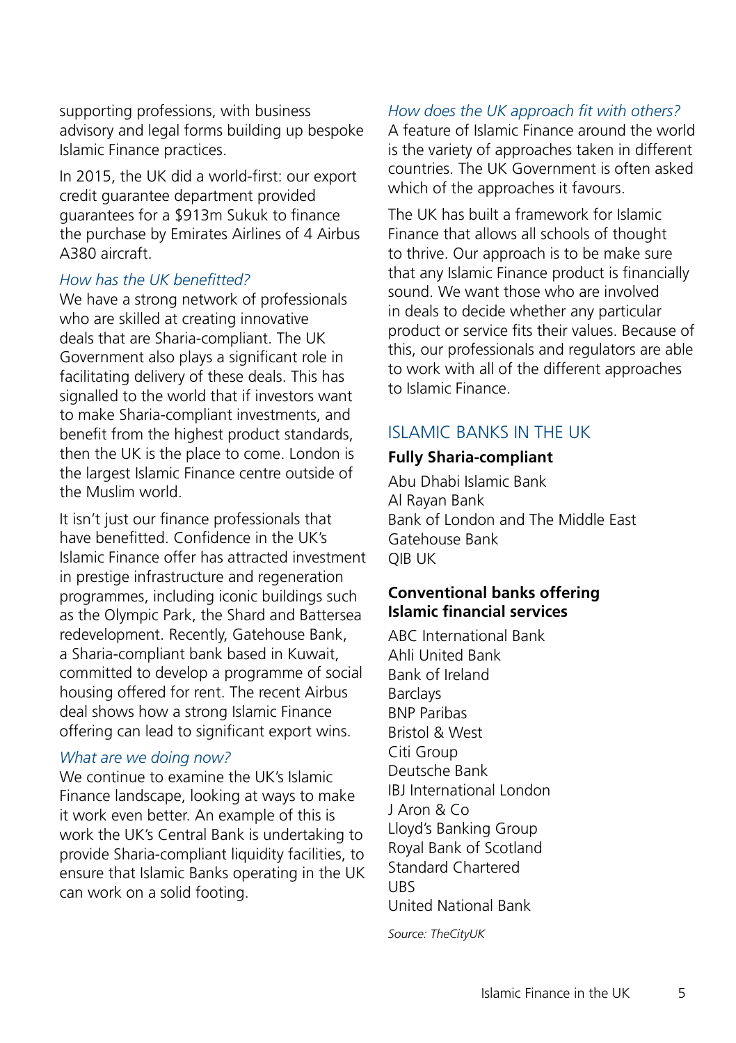supporting professions, with business advisory and legal forms building up bespoke Islamic Finance practices.

In 2015, the UK did a world-first: our export credit guarantee department provided guarantees for a $913m Sukuk to finance the purchase by Emirates Airlines of 4 Airbus A380 aircraft.

### *How has the UK benefitted?*

We have a strong network of professionals who are skilled at creating innovative deals that are Sharia-compliant. The UK Government also plays a significant role in facilitating delivery of these deals. This has signalled to the world that if investors want to make Sharia-compliant investments, and benefit from the highest product standards, then the UK is the place to come. London is the largest Islamic Finance centre outside of the Muslim world.

It isn't just our finance professionals that have benefitted. Confidence in the UK's Islamic Finance offer has attracted investment in prestige infrastructure and regeneration programmes, including iconic buildings such as the Olympic Park, the Shard and Battersea redevelopment. Recently, Gatehouse Bank, a Sharia-compliant bank based in Kuwait, committed to develop a programme of social housing offered for rent. The recent Airbus deal shows how a strong Islamic Finance offering can lead to significant export wins.

### *What are we doing now?*

We continue to examine the UK's Islamic Finance landscape, looking at ways to make it work even better. An example of this is work the UK's Central Bank is undertaking to provide Sharia-compliant liquidity facilities, to ensure that Islamic Banks operating in the UK can work on a solid footing.

### *How does the UK approach fit with others?*

A feature of Islamic Finance around the world is the variety of approaches taken in different countries. The UK Government is often asked which of the approaches it favours.

The UK has built a framework for Islamic Finance that allows all schools of thought to thrive. Our approach is to be make sure that any Islamic Finance product is financially sound. We want those who are involved in deals to decide whether any particular product or service fits their values. Because of this, our professionals and regulators are able to work with all of the different approaches to Islamic Finance.

## ISLAMIC BANKS IN THE UK

**Fully Sharia-compliant**

Abu Dhabi Islamic Bank
Al Rayan Bank
Bank of London and The Middle East
Gatehouse Bank
QIB UK

**Conventional banks offering Islamic financial services**

ABC International Bank
Ahli United Bank
Bank of Ireland
Barclays
BNP Paribas
Bristol & West
Citi Group
Deutsche Bank
IBJ International London
J Aron & Co
Lloyd's Banking Group
Royal Bank of Scotland
Standard Chartered
UBS
United National Bank

*Source: TheCityUK*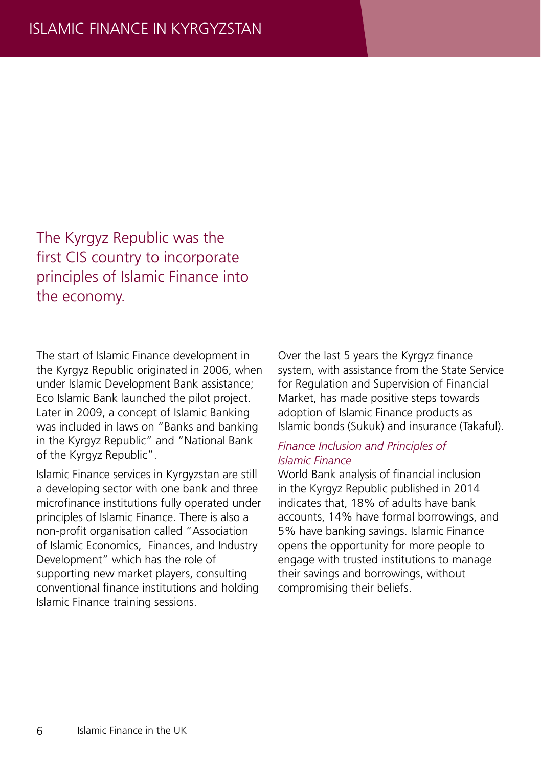# ISLAMIC FINANCE IN KYRGYZSTAN

## The Kyrgyz Republic was the first CIS country to incorporate principles of Islamic Finance into the economy.

The start of Islamic Finance development in the Kyrgyz Republic originated in 2006, when under Islamic Development Bank assistance; Eco Islamic Bank launched the pilot project. Later in 2009, a concept of Islamic Banking was included in laws on "Banks and banking in the Kyrgyz Republic" and "National Bank of the Kyrgyz Republic".

Islamic Finance services in Kyrgyzstan are still a developing sector with one bank and three microfinance institutions fully operated under principles of Islamic Finance. There is also a non-profit organisation called "Association of Islamic Economics, Finances, and Industry Development" which has the role of supporting new market players, consulting conventional finance institutions and holding Islamic Finance training sessions.

Over the last 5 years the Kyrgyz finance system, with assistance from the State Service for Regulation and Supervision of Financial Market, has made positive steps towards adoption of Islamic Finance products as Islamic bonds (Sukuk) and insurance (Takaful).

### *Finance Inclusion and Principles of Islamic Finance*

World Bank analysis of financial inclusion in the Kyrgyz Republic published in 2014 indicates that, 18% of adults have bank accounts, 14% have formal borrowings, and 5% have banking savings. Islamic Finance opens the opportunity for more people to engage with trusted institutions to manage their savings and borrowings, without compromising their beliefs.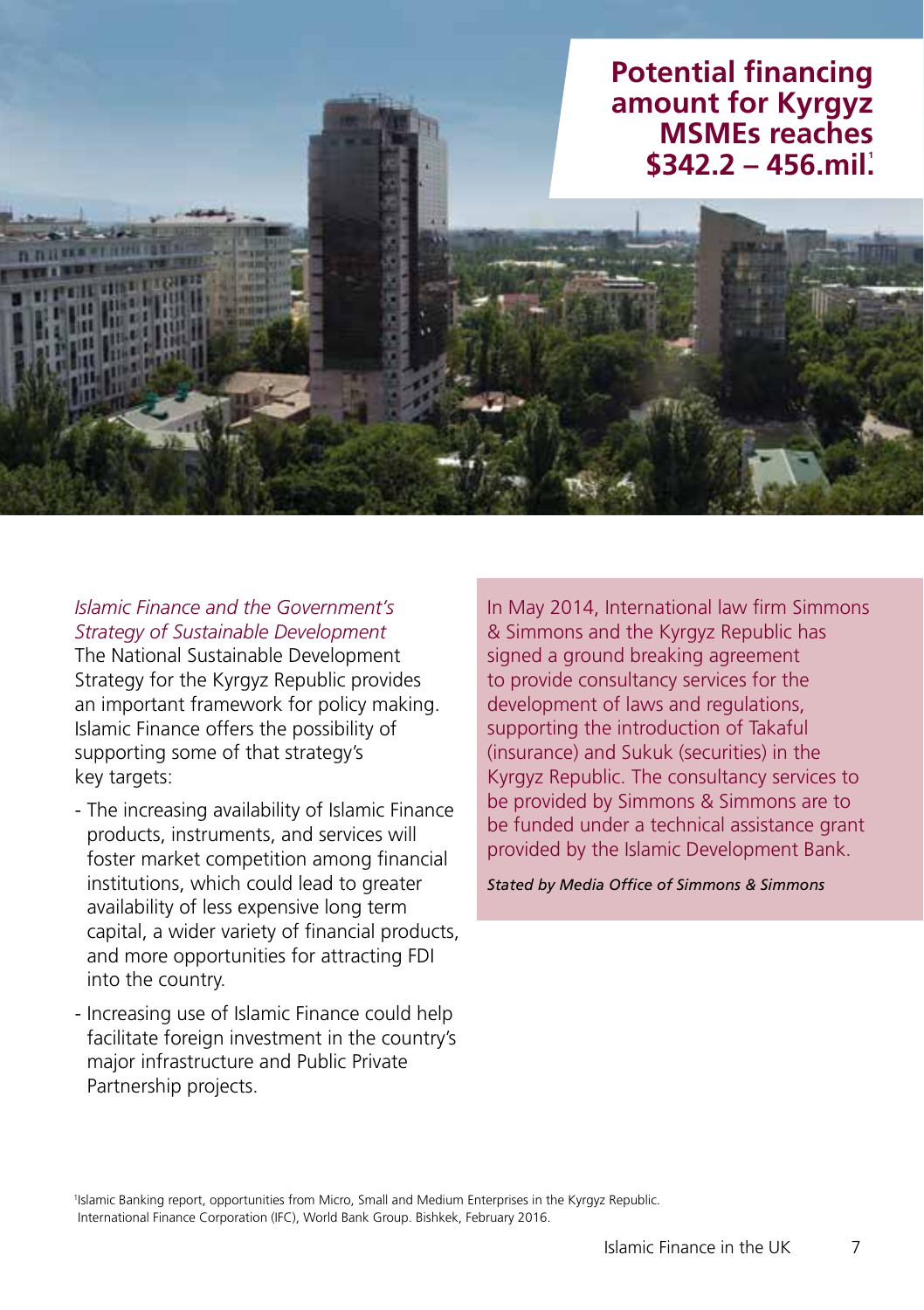**Potential financing amount for Kyrgyz MSMEs reaches $342.2 – 456.mil.[1]**

*Islamic Finance and the Government's Strategy of Sustainable Development*

The National Sustainable Development Strategy for the Kyrgyz Republic provides an important framework for policy making. Islamic Finance offers the possibility of supporting some of that strategy's key targets:

- The increasing availability of Islamic Finance products, instruments, and services will foster market competition among financial institutions, which could lead to greater availability of less expensive long term capital, a wider variety of financial products, and more opportunities for attracting FDI into the country.
- Increasing use of Islamic Finance could help facilitate foreign investment in the country's major infrastructure and Public Private Partnership projects.

In May 2014, International law firm Simmons & Simmons and the Kyrgyz Republic has signed a ground breaking agreement to provide consultancy services for the development of laws and regulations, supporting the introduction of Takaful (insurance) and Sukuk (securities) in the Kyrgyz Republic. The consultancy services to be provided by Simmons & Simmons are to be funded under a technical assistance grant provided by the Islamic Development Bank.

***Stated by Media Office of Simmons & Simmons***

[1] Islamic Banking report, opportunities from Micro, Small and Medium Enterprises in the Kyrgyz Republic. International Finance Corporation (IFC), World Bank Group. Bishkek, February 2016.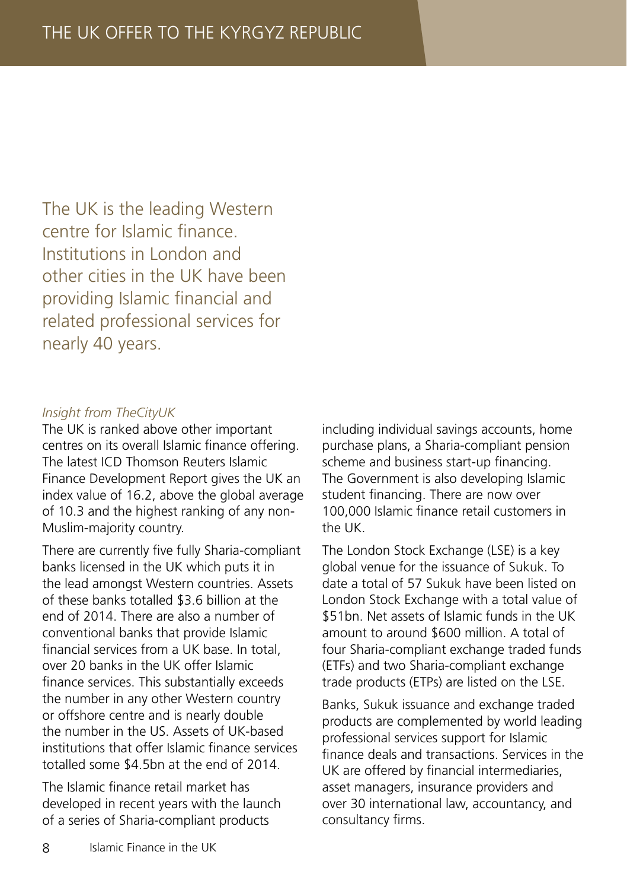# THE UK OFFER TO THE KYRGYZ REPUBLIC

The UK is the leading Western centre for Islamic finance. Institutions in London and other cities in the UK have been providing Islamic financial and related professional services for nearly 40 years.

*Insight from TheCityUK*

The UK is ranked above other important centres on its overall Islamic finance offering. The latest ICD Thomson Reuters Islamic Finance Development Report gives the UK an index value of 16.2, above the global average of 10.3 and the highest ranking of any non-Muslim-majority country.

There are currently five fully Sharia-compliant banks licensed in the UK which puts it in the lead amongst Western countries. Assets of these banks totalled $3.6 billion at the end of 2014. There are also a number of conventional banks that provide Islamic financial services from a UK base. In total, over 20 banks in the UK offer Islamic finance services. This substantially exceeds the number in any other Western country or offshore centre and is nearly double the number in the US. Assets of UK-based institutions that offer Islamic finance services totalled some $4.5bn at the end of 2014.

The Islamic finance retail market has developed in recent years with the launch of a series of Sharia-compliant products including individual savings accounts, home purchase plans, a Sharia-compliant pension scheme and business start-up financing. The Government is also developing Islamic student financing. There are now over 100,000 Islamic finance retail customers in the UK.

The London Stock Exchange (LSE) is a key global venue for the issuance of Sukuk. To date a total of 57 Sukuk have been listed on London Stock Exchange with a total value of $51bn. Net assets of Islamic funds in the UK amount to around $600 million. A total of four Sharia-compliant exchange traded funds (ETFs) and two Sharia-compliant exchange trade products (ETPs) are listed on the LSE.

Banks, Sukuk issuance and exchange traded products are complemented by world leading professional services support for Islamic finance deals and transactions. Services in the UK are offered by financial intermediaries, asset managers, insurance providers and over 30 international law, accountancy, and consultancy firms.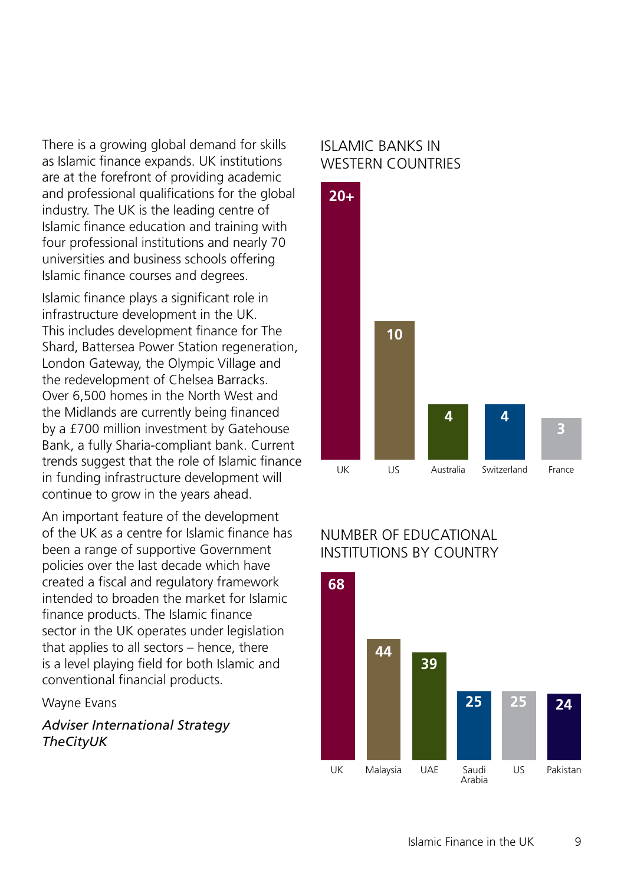There is a growing global demand for skills as Islamic finance expands. UK institutions are at the forefront of providing academic and professional qualifications for the global industry. The UK is the leading centre of Islamic finance education and training with four professional institutions and nearly 70 universities and business schools offering Islamic finance courses and degrees.

Islamic finance plays a significant role in infrastructure development in the UK. This includes development finance for The Shard, Battersea Power Station regeneration, London Gateway, the Olympic Village and the redevelopment of Chelsea Barracks. Over 6,500 homes in the North West and the Midlands are currently being financed by a £700 million investment by Gatehouse Bank, a fully Sharia-compliant bank. Current trends suggest that the role of Islamic finance in funding infrastructure development will continue to grow in the years ahead.

An important feature of the development of the UK as a centre for Islamic finance has been a range of supportive Government policies over the last decade which have created a fiscal and regulatory framework intended to broaden the market for Islamic finance products. The Islamic finance sector in the UK operates under legislation that applies to all sectors – hence, there is a level playing field for both Islamic and conventional financial products.

Wayne Evans

*Adviser International Strategy*
*TheCityUK*

## ISLAMIC BANKS IN WESTERN COUNTRIES

| UK | US | Australia | Switzerland | France |
|---|---|---|---|---|
| 20+ | 10 | 4 | 4 | 3 |

## NUMBER OF EDUCATIONAL INSTITUTIONS BY COUNTRY

| UK | Malaysia | UAE | Saudi Arabia | US | Pakistan |
|---|---|---|---|---|---|
| 68 | 44 | 39 | 25 | 25 | 24 |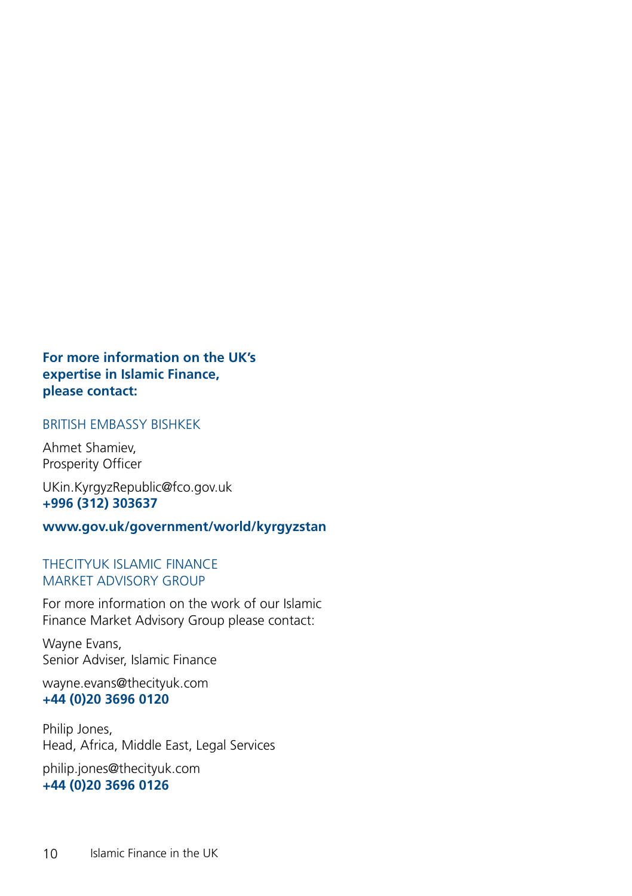**For more information on the UK's expertise in Islamic Finance, please contact:**

BRITISH EMBASSY BISHKEK

Ahmet Shamiev,
Prosperity Officer

UKin.KyrgyzRepublic@fco.gov.uk
**+996 (312) 303637**

**www.gov.uk/government/world/kyrgyzstan**

THECITYUK ISLAMIC FINANCE MARKET ADVISORY GROUP

For more information on the work of our Islamic Finance Market Advisory Group please contact:

Wayne Evans,
Senior Adviser, Islamic Finance

wayne.evans@thecityuk.com
**+44 (0)20 3696 0120**

Philip Jones,
Head, Africa, Middle East, Legal Services

philip.jones@thecityuk.com
**+44 (0)20 3696 0126**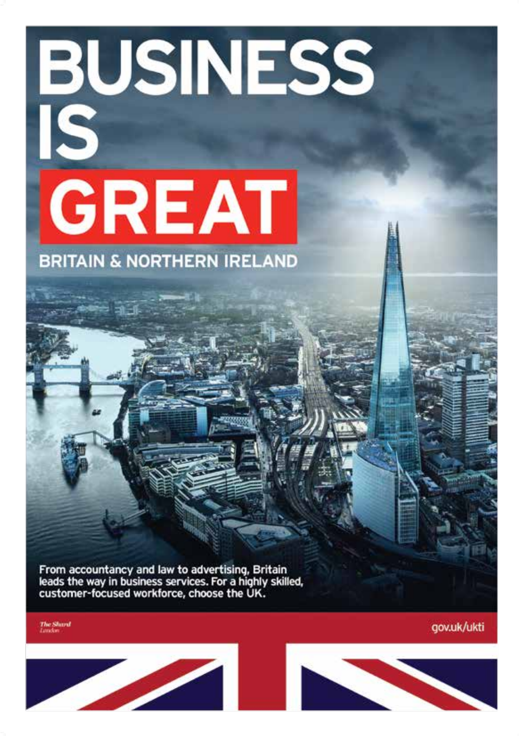# BUSINESS IS GREAT

## BRITAIN & NORTHERN IRELAND

From accountancy and law to advertising, Britain leads the way in business services. For a highly skilled, customer-focused workforce, choose the UK.

*The Shard London*

gov.uk/ukti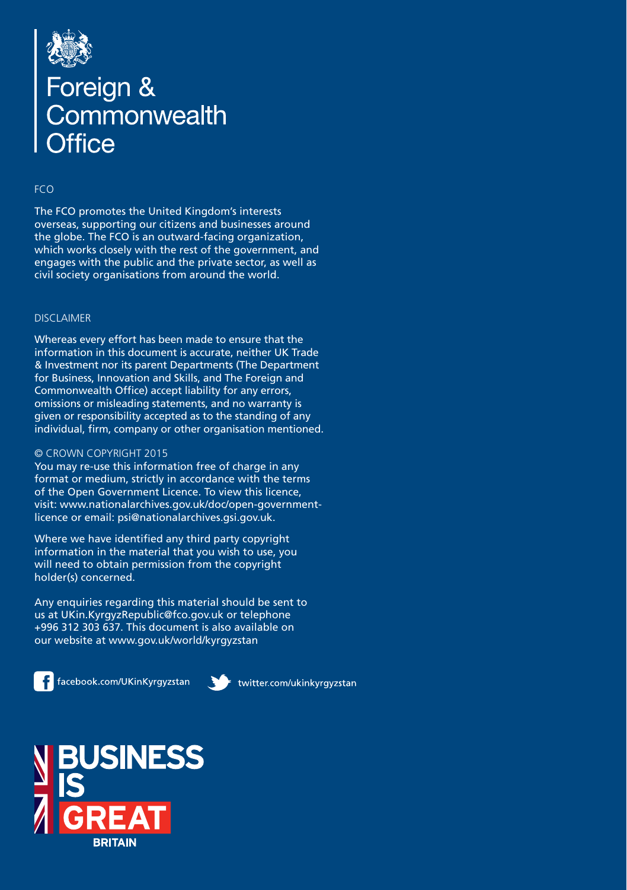# Foreign & Commonwealth Office

FCO

The FCO promotes the United Kingdom's interests overseas, supporting our citizens and businesses around the globe. The FCO is an outward-facing organization, which works closely with the rest of the government, and engages with the public and the private sector, as well as civil society organisations from around the world.

DISCLAIMER

Whereas every effort has been made to ensure that the information in this document is accurate, neither UK Trade & Investment nor its parent Departments (The Department for Business, Innovation and Skills, and The Foreign and Commonwealth Office) accept liability for any errors, omissions or misleading statements, and no warranty is given or responsibility accepted as to the standing of any individual, firm, company or other organisation mentioned.

© CROWN COPYRIGHT 2015

You may re-use this information free of charge in any format or medium, strictly in accordance with the terms of the Open Government Licence. To view this licence, visit: www.nationalarchives.gov.uk/doc/open-government-licence or email: psi@nationalarchives.gsi.gov.uk.

Where we have identified any third party copyright information in the material that you wish to use, you will need to obtain permission from the copyright holder(s) concerned.

Any enquiries regarding this material should be sent to us at UKin.KyrgyzRepublic@fco.gov.uk or telephone +996 312 303 637. This document is also available on our website at www.gov.uk/world/kyrgyzstan

facebook.com/UKinKyrgyzstan

twitter.com/ukinkyrgyzstan

BUSINESS IS GREAT BRITAIN